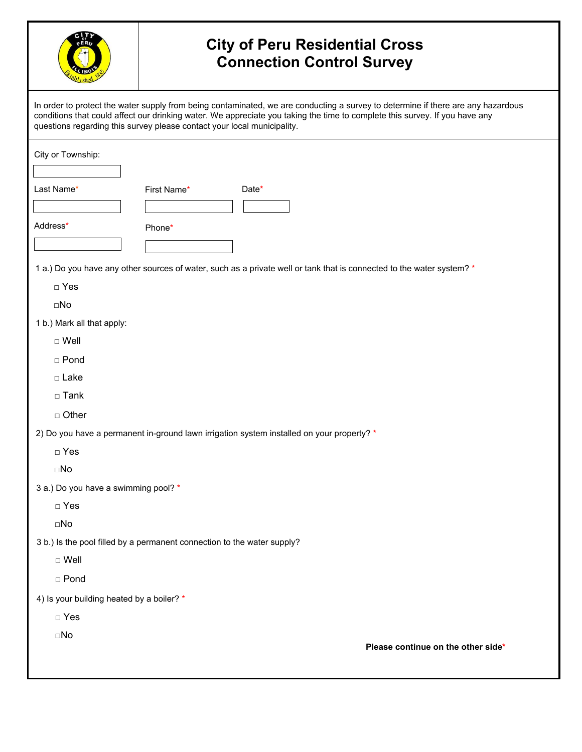# City of Peru Residential Cross Connection Control Survey

In order to protect the water supply from being contaminated, we are conducting a survey to determine if there are any hazardous conditions that could affect our drinking water. We appreciate you taking the time to complete this survey. If you have any questions regarding this survey please contact your local municipality.

City or Township:

Last Name* First Name* Date*

Address* Phone*

1 a.) Do you have any other sources of water, such as a private well or tank that is connected to the water system? *

□ Yes

□No

1 b.) Mark all that apply:

□ Well

□ Pond

□ Lake

□ Tank

□ Other

2) Do you have a permanent in-ground lawn irrigation system installed on your property? *

□ Yes

□No

3 a.) Do you have a swimming pool? *

□ Yes

□No

3 b.) Is the pool filled by a permanent connection to the water supply?

□ Well

□ Pond

4) Is your building heated by a boiler? *

□ Yes

□No

**Please continue on the other side***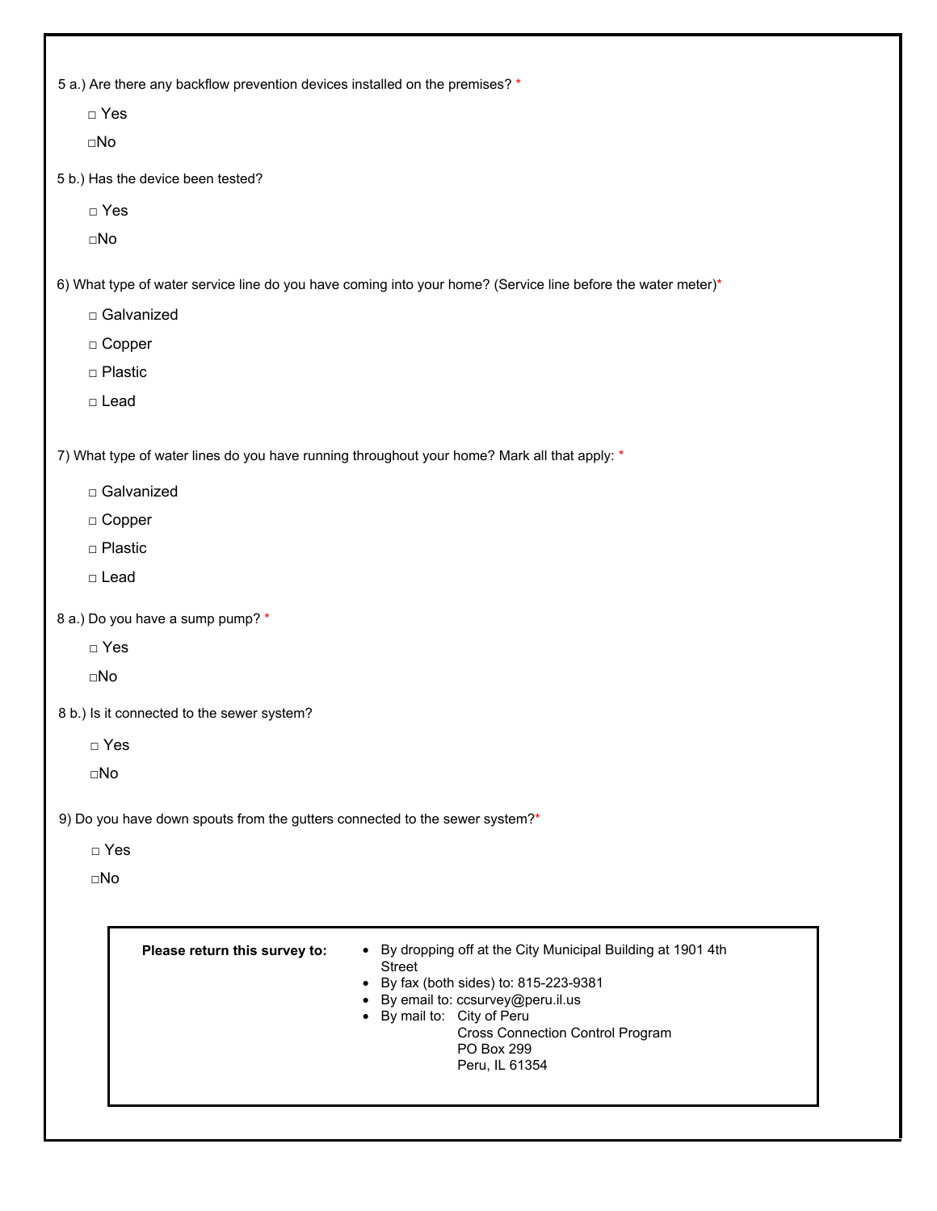5 a.) Are there any backflow prevention devices installed on the premises? *

□ Yes

□No

5 b.) Has the device been tested?

□ Yes

□No

6) What type of water service line do you have coming into your home? (Service line before the water meter)*

□ Galvanized

□ Copper

□ Plastic

□ Lead

7) What type of water lines do you have running throughout your home? Mark all that apply: *

□ Galvanized

□ Copper

□ Plastic

□ Lead

8 a.) Do you have a sump pump? *

□ Yes

□No

8 b.) Is it connected to the sewer system?

□ Yes

□No

9) Do you have down spouts from the gutters connected to the sewer system?*

□ Yes

□No

**Please return this survey to:**

- By dropping off at the City Municipal Building at 1901 4th Street
- By fax (both sides) to: 815-223-9381
- By email to: ccsurvey@peru.il.us
- By mail to: City of Peru
  Cross Connection Control Program
  PO Box 299
  Peru, IL 61354